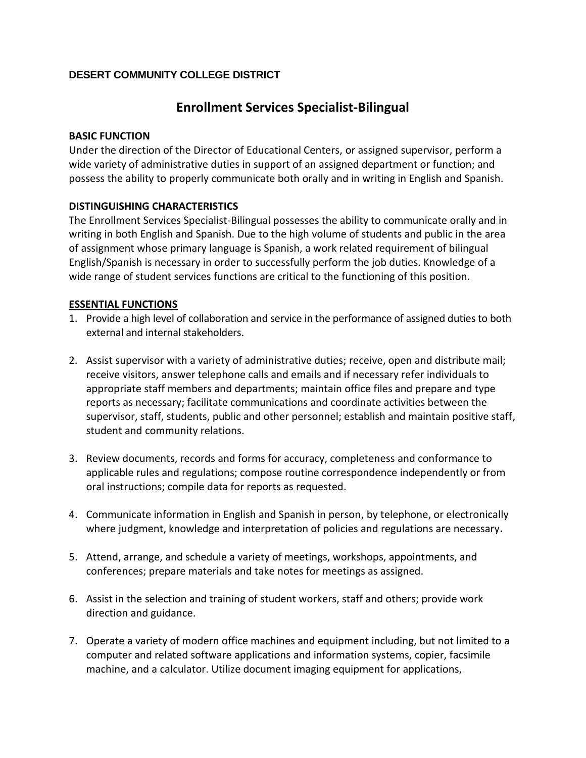**DESERT COMMUNITY COLLEGE DISTRICT**

# Enrollment Services Specialist-Bilingual

**BASIC FUNCTION**

Under the direction of the Director of Educational Centers, or assigned supervisor, perform a wide variety of administrative duties in support of an assigned department or function; and possess the ability to properly communicate both orally and in writing in English and Spanish.

**DISTINGUISHING CHARACTERISTICS**

The Enrollment Services Specialist-Bilingual possesses the ability to communicate orally and in writing in both English and Spanish. Due to the high volume of students and public in the area of assignment whose primary language is Spanish, a work related requirement of bilingual English/Spanish is necessary in order to successfully perform the job duties. Knowledge of a wide range of student services functions are critical to the functioning of this position.

**ESSENTIAL FUNCTIONS**

1. Provide a high level of collaboration and service in the performance of assigned duties to both external and internal stakeholders.

2. Assist supervisor with a variety of administrative duties; receive, open and distribute mail; receive visitors, answer telephone calls and emails and if necessary refer individuals to appropriate staff members and departments; maintain office files and prepare and type reports as necessary; facilitate communications and coordinate activities between the supervisor, staff, students, public and other personnel; establish and maintain positive staff, student and community relations.

3. Review documents, records and forms for accuracy, completeness and conformance to applicable rules and regulations; compose routine correspondence independently or from oral instructions; compile data for reports as requested.

4. Communicate information in English and Spanish in person, by telephone, or electronically where judgment, knowledge and interpretation of policies and regulations are necessary.

5. Attend, arrange, and schedule a variety of meetings, workshops, appointments, and conferences; prepare materials and take notes for meetings as assigned.

6. Assist in the selection and training of student workers, staff and others; provide work direction and guidance.

7. Operate a variety of modern office machines and equipment including, but not limited to a computer and related software applications and information systems, copier, facsimile machine, and a calculator. Utilize document imaging equipment for applications,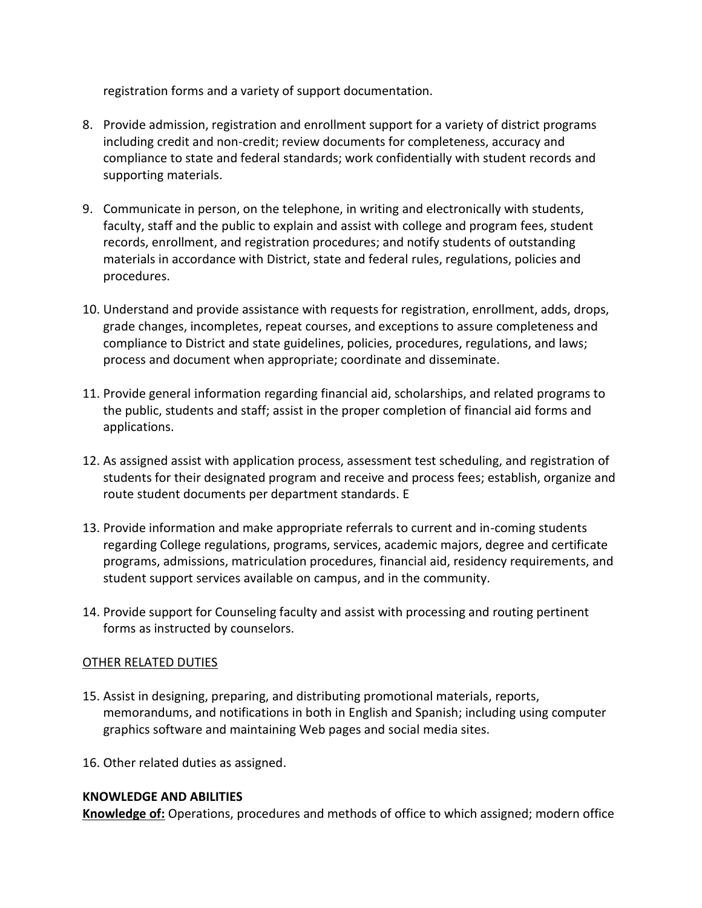registration forms and a variety of support documentation.

8. Provide admission, registration and enrollment support for a variety of district programs including credit and non-credit; review documents for completeness, accuracy and compliance to state and federal standards; work confidentially with student records and supporting materials.

9. Communicate in person, on the telephone, in writing and electronically with students, faculty, staff and the public to explain and assist with college and program fees, student records, enrollment, and registration procedures; and notify students of outstanding materials in accordance with District, state and federal rules, regulations, policies and procedures.

10. Understand and provide assistance with requests for registration, enrollment, adds, drops, grade changes, incompletes, repeat courses, and exceptions to assure completeness and compliance to District and state guidelines, policies, procedures, regulations, and laws; process and document when appropriate; coordinate and disseminate.

11. Provide general information regarding financial aid, scholarships, and related programs to the public, students and staff; assist in the proper completion of financial aid forms and applications.

12. As assigned assist with application process, assessment test scheduling, and registration of students for their designated program and receive and process fees; establish, organize and route student documents per department standards. E

13. Provide information and make appropriate referrals to current and in-coming students regarding College regulations, programs, services, academic majors, degree and certificate programs, admissions, matriculation procedures, financial aid, residency requirements, and student support services available on campus, and in the community.

14. Provide support for Counseling faculty and assist with processing and routing pertinent forms as instructed by counselors.

<u>OTHER RELATED DUTIES</u>

15. Assist in designing, preparing, and distributing promotional materials, reports, memorandums, and notifications in both in English and Spanish; including using computer graphics software and maintaining Web pages and social media sites.

16. Other related duties as assigned.

**KNOWLEDGE AND ABILITIES**

**<u>Knowledge of:</u>** Operations, procedures and methods of office to which assigned; modern office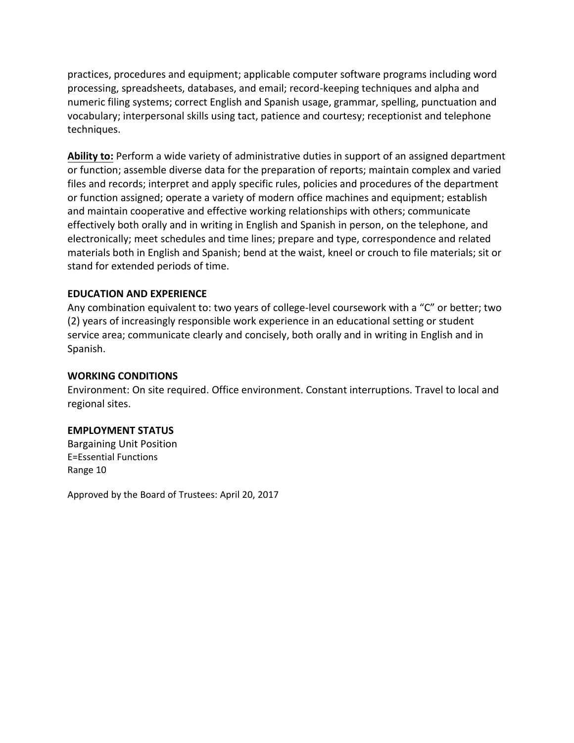practices, procedures and equipment; applicable computer software programs including word processing, spreadsheets, databases, and email; record-keeping techniques and alpha and numeric filing systems; correct English and Spanish usage, grammar, spelling, punctuation and vocabulary; interpersonal skills using tact, patience and courtesy; receptionist and telephone techniques.

**Ability to:** Perform a wide variety of administrative duties in support of an assigned department or function; assemble diverse data for the preparation of reports; maintain complex and varied files and records; interpret and apply specific rules, policies and procedures of the department or function assigned; operate a variety of modern office machines and equipment; establish and maintain cooperative and effective working relationships with others; communicate effectively both orally and in writing in English and Spanish in person, on the telephone, and electronically; meet schedules and time lines; prepare and type, correspondence and related materials both in English and Spanish; bend at the waist, kneel or crouch to file materials; sit or stand for extended periods of time.

## EDUCATION AND EXPERIENCE

Any combination equivalent to: two years of college-level coursework with a "C" or better; two (2) years of increasingly responsible work experience in an educational setting or student service area; communicate clearly and concisely, both orally and in writing in English and in Spanish.

## WORKING CONDITIONS

Environment: On site required. Office environment. Constant interruptions. Travel to local and regional sites.

## EMPLOYMENT STATUS

Bargaining Unit Position
E=Essential Functions
Range 10

Approved by the Board of Trustees: April 20, 2017